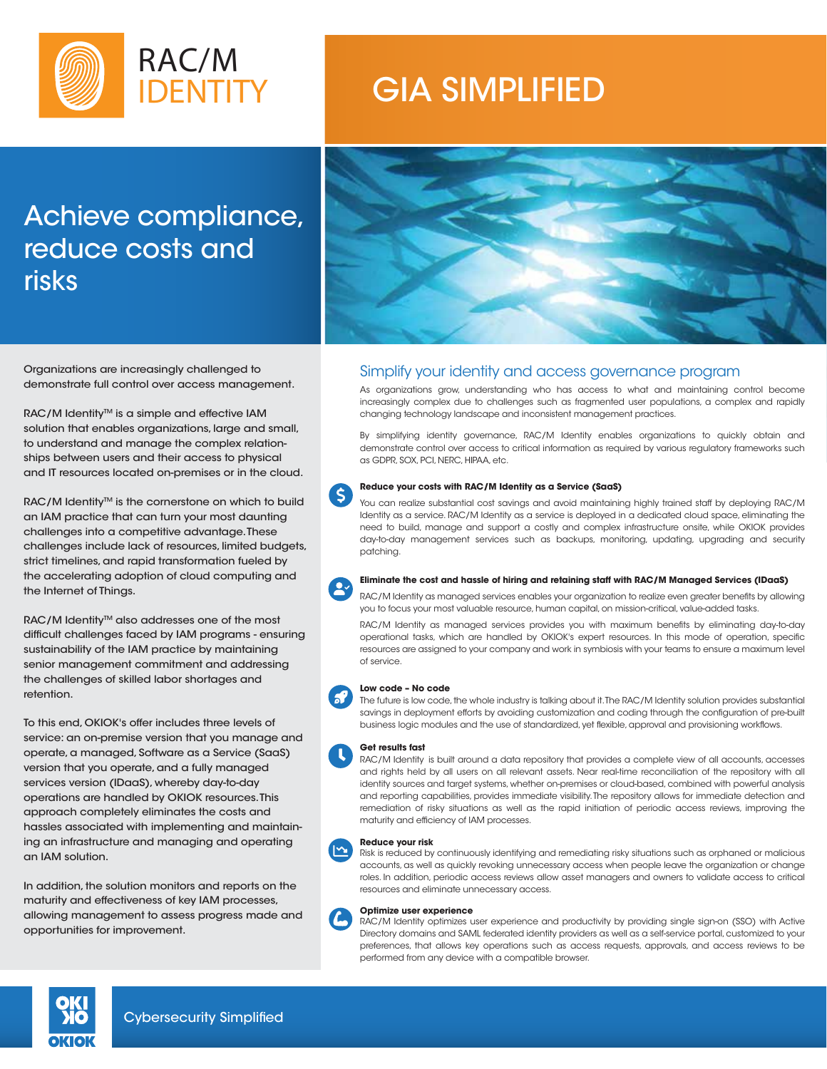RAC/M IDENTITY

# GIA SIMPLIFIED

## Achieve compliance, reduce costs and risks

Organizations are increasingly challenged to demonstrate full control over access management.

RAC/M Identity™ is a simple and effective IAM solution that enables organizations, large and small, to understand and manage the complex relationships between users and their access to physical and IT resources located on-premises or in the cloud.

RAC/M Identity™ is the cornerstone on which to build an IAM practice that can turn your most daunting challenges into a competitive advantage. These challenges include lack of resources, limited budgets, strict timelines, and rapid transformation fueled by the accelerating adoption of cloud computing and the Internet of Things.

RAC/M Identity™ also addresses one of the most difficult challenges faced by IAM programs - ensuring sustainability of the IAM practice by maintaining senior management commitment and addressing the challenges of skilled labor shortages and retention.

To this end, OKIOK's offer includes three levels of service: an on-premise version that you manage and operate, a managed, Software as a Service (SaaS) version that you operate, and a fully managed services version (IDaaS), whereby day-to-day operations are handled by OKIOK resources. This approach completely eliminates the costs and hassles associated with implementing and maintaining an infrastructure and managing and operating an IAM solution.

In addition, the solution monitors and reports on the maturity and effectiveness of key IAM processes, allowing management to assess progress made and opportunities for improvement.

## Simplify your identity and access governance program

As organizations grow, understanding who has access to what and maintaining control become increasingly complex due to challenges such as fragmented user populations, a complex and rapidly changing technology landscape and inconsistent management practices.

By simplifying identity governance, RAC/M Identity enables organizations to quickly obtain and demonstrate control over access to critical information as required by various regulatory frameworks such as GDPR, SOX, PCI, NERC, HIPAA, etc.

**Reduce your costs with RAC/M Identity as a Service (SaaS)**

You can realize substantial cost savings and avoid maintaining highly trained staff by deploying RAC/M Identity as a service. RAC/M Identity as a service is deployed in a dedicated cloud space, eliminating the need to build, manage and support a costly and complex infrastructure onsite, while OKIOK provides day-to-day management services such as backups, monitoring, updating, upgrading and security patching.

**Eliminate the cost and hassle of hiring and retaining staff with RAC/M Managed Services (IDaaS)**

RAC/M Identity as managed services enables your organization to realize even greater benefits by allowing you to focus your most valuable resource, human capital, on mission-critical, value-added tasks.

RAC/M Identity as managed services provides you with maximum benefits by eliminating day-to-day operational tasks, which are handled by OKIOK's expert resources. In this mode of operation, specific resources are assigned to your company and work in symbiosis with your teams to ensure a maximum level of service.

**Low code – No code**

The future is low code, the whole industry is talking about it. The RAC/M Identity solution provides substantial savings in deployment efforts by avoiding customization and coding through the configuration of pre-built business logic modules and the use of standardized, yet flexible, approval and provisioning workflows.

**Get results fast**

RAC/M Identity is built around a data repository that provides a complete view of all accounts, accesses and rights held by all users on all relevant assets. Near real-time reconciliation of the repository with all identity sources and target systems, whether on-premises or cloud-based, combined with powerful analysis and reporting capabilities, provides immediate visibility. The repository allows for immediate detection and remediation of risky situations as well as the rapid initiation of periodic access reviews, improving the maturity and efficiency of IAM processes.

**Reduce your risk**

Risk is reduced by continuously identifying and remediating risky situations such as orphaned or malicious accounts, as well as quickly revoking unnecessary access when people leave the organization or change roles. In addition, periodic access reviews allow asset managers and owners to validate access to critical resources and eliminate unnecessary access.

**Optimize user experience**

RAC/M Identity optimizes user experience and productivity by providing single sign-on (SSO) with Active Directory domains and SAML federated identity providers as well as a self-service portal, customized to your preferences, that allows key operations such as access requests, approvals, and access reviews to be performed from any device with a compatible browser.

OKIOK — Cybersecurity Simplified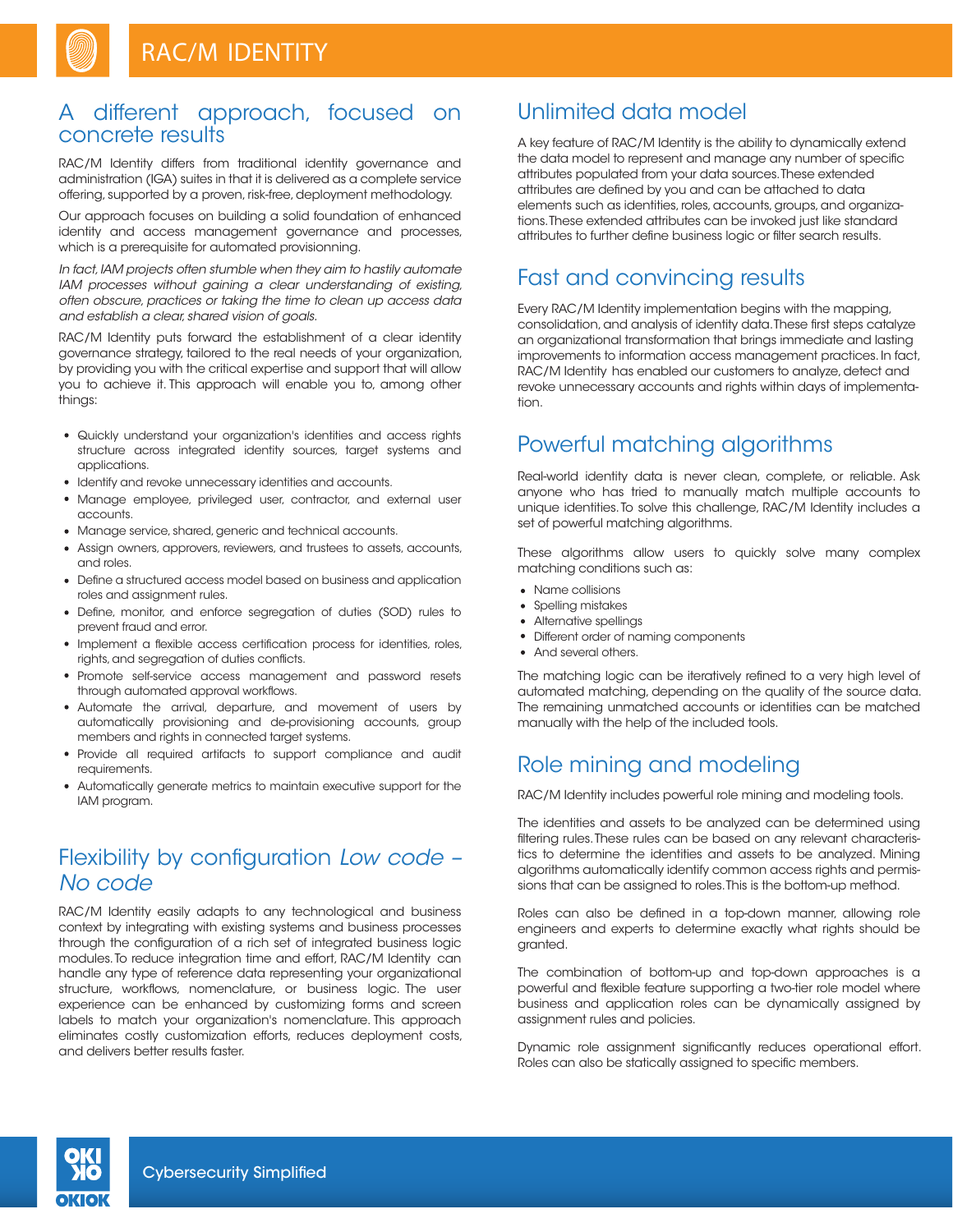## A different approach, focused on concrete results

RAC/M Identity differs from traditional identity governance and administration (IGA) suites in that it is delivered as a complete service offering, supported by a proven, risk-free, deployment methodology.

Our approach focuses on building a solid foundation of enhanced identity and access management governance and processes, which is a prerequisite for automated provisionning.

*In fact, IAM projects often stumble when they aim to hastily automate IAM processes without gaining a clear understanding of existing, often obscure, practices or taking the time to clean up access data and establish a clear, shared vision of goals.*

RAC/M Identity puts forward the establishment of a clear identity governance strategy, tailored to the real needs of your organization, by providing you with the critical expertise and support that will allow you to achieve it. This approach will enable you to, among other things:

- Quickly understand your organization's identities and access rights structure across integrated identity sources, target systems and applications.
- Identify and revoke unnecessary identities and accounts.
- Manage employee, privileged user, contractor, and external user accounts.
- Manage service, shared, generic and technical accounts.
- Assign owners, approvers, reviewers, and trustees to assets, accounts, and roles.
- Define a structured access model based on business and application roles and assignment rules.
- Define, monitor, and enforce segregation of duties (SOD) rules to prevent fraud and error.
- Implement a flexible access certification process for identities, roles, rights, and segregation of duties conflicts.
- Promote self-service access management and password resets through automated approval workflows.
- Automate the arrival, departure, and movement of users by automatically provisioning and de-provisioning accounts, group members and rights in connected target systems.
- Provide all required artifacts to support compliance and audit requirements.
- Automatically generate metrics to maintain executive support for the IAM program.

## Flexibility by configuration *Low code – No code*

RAC/M Identity easily adapts to any technological and business context by integrating with existing systems and business processes through the configuration of a rich set of integrated business logic modules. To reduce integration time and effort, RAC/M Identity can handle any type of reference data representing your organizational structure, workflows, nomenclature, or business logic. The user experience can be enhanced by customizing forms and screen labels to match your organization's nomenclature. This approach eliminates costly customization efforts, reduces deployment costs, and delivers better results faster.

## Unlimited data model

A key feature of RAC/M Identity is the ability to dynamically extend the data model to represent and manage any number of specific attributes populated from your data sources. These extended attributes are defined by you and can be attached to data elements such as identities, roles, accounts, groups, and organizations. These extended attributes can be invoked just like standard attributes to further define business logic or filter search results.

## Fast and convincing results

Every RAC/M Identity implementation begins with the mapping, consolidation, and analysis of identity data. These first steps catalyze an organizational transformation that brings immediate and lasting improvements to information access management practices. In fact, RAC/M Identity has enabled our customers to analyze, detect and revoke unnecessary accounts and rights within days of implementation.

## Powerful matching algorithms

Real-world identity data is never clean, complete, or reliable. Ask anyone who has tried to manually match multiple accounts to unique identities. To solve this challenge, RAC/M Identity includes a set of powerful matching algorithms.

These algorithms allow users to quickly solve many complex matching conditions such as:

- Name collisions
- Spelling mistakes
- Alternative spellings
- Different order of naming components
- And several others.

The matching logic can be iteratively refined to a very high level of automated matching, depending on the quality of the source data. The remaining unmatched accounts or identities can be matched manually with the help of the included tools.

## Role mining and modeling

RAC/M Identity includes powerful role mining and modeling tools.

The identities and assets to be analyzed can be determined using filtering rules. These rules can be based on any relevant characteristics to determine the identities and assets to be analyzed. Mining algorithms automatically identify common access rights and permissions that can be assigned to roles. This is the bottom-up method.

Roles can also be defined in a top-down manner, allowing role engineers and experts to determine exactly what rights should be granted.

The combination of bottom-up and top-down approaches is a powerful and flexible feature supporting a two-tier role model where business and application roles can be dynamically assigned by assignment rules and policies.

Dynamic role assignment significantly reduces operational effort. Roles can also be statically assigned to specific members.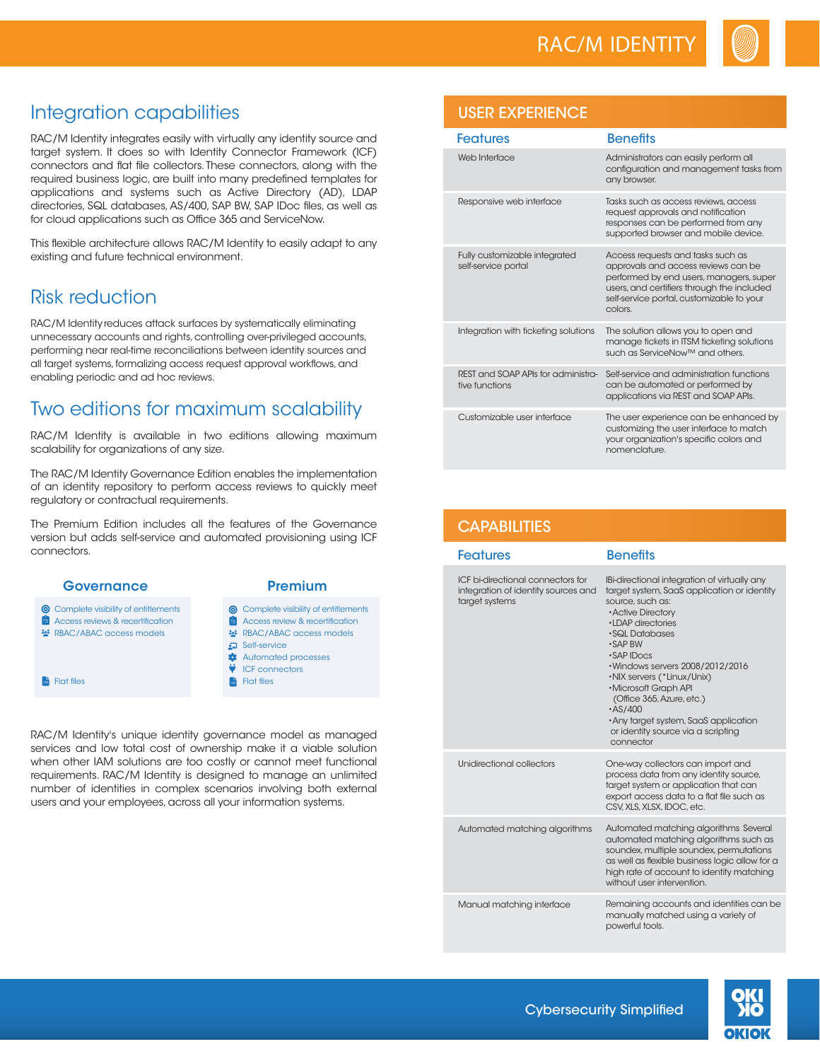## Integration capabilities

RAC/M Identity integrates easily with virtually any identity source and target system. It does so with Identity Connector Framework (ICF) connectors and flat file collectors. These connectors, along with the required business logic, are built into many predefined templates for applications and systems such as Active Directory (AD), LDAP directories, SQL databases, AS/400, SAP BW, SAP IDoc files, as well as for cloud applications such as Office 365 and ServiceNow.

This flexible architecture allows RAC/M Identity to easily adapt to any existing and future technical environment.

## Risk reduction

RAC/M Identity reduces attack surfaces by systematically eliminating unnecessary accounts and rights, controlling over-privileged accounts, performing near real-time reconciliations between identity sources and all target systems, formalizing access request approval workflows, and enabling periodic and ad hoc reviews.

## Two editions for maximum scalability

RAC/M Identity is available in two editions allowing maximum scalability for organizations of any size.

The RAC/M Identity Governance Edition enables the implementation of an identity repository to perform access reviews to quickly meet regulatory or contractual requirements.

The Premium Edition includes all the features of the Governance version but adds self-service and automated provisioning using ICF connectors.

| Governance | Premium |
|---|---|
| Complete visibility of entitlements | Complete visibility of entitlements |
| Access reviews & recertification | Access review & recertification |
| RBAC/ABAC access models | RBAC/ABAC access models |
| | Self-service |
| | Automated processes |
| | ICF connectors |
| Flat files | Flat files |

RAC/M Identity's unique identity governance model as managed services and low total cost of ownership make it a viable solution when other IAM solutions are too costly or cannot meet functional requirements. RAC/M Identity is designed to manage an unlimited number of identities in complex scenarios involving both external users and your employees, across all your information systems.

## USER EXPERIENCE

| Features | Benefits |
|---|---|
| Web Interface | Administrators can easily perform all configuration and management tasks from any browser. |
| Responsive web interface | Tasks such as access reviews, access request approvals and notification responses can be performed from any supported browser and mobile device. |
| Fully customizable integrated self-service portal | Access requests and tasks such as approvals and access reviews can be performed by end users, managers, super users, and certifiers through the included self-service portal, customizable to your colors. |
| Integration with ticketing solutions | The solution allows you to open and manage tickets in ITSM ticketing solutions such as ServiceNow™ and others. |
| REST and SOAP APIs for administrative functions | Self-service and administration functions can be automated or performed by applications via REST and SOAP APIs. |
| Customizable user interface | The user experience can be enhanced by customizing the user interface to match your organization's specific colors and nomenclature. |

## CAPABILITIES

| Features | Benefits |
|---|---|
| ICF bi-directional connectors for integration of identity sources and target systems | IBi-directional integration of virtually any target system, SaaS application or identity source, such as:<br>•Active Directory<br>•LDAP directories<br>•SQL Databases<br>•SAP BW<br>•SAP IDocs<br>•Windows servers 2008/2012/2016<br>•NIX servers (*Linux/Unix)<br>•Microsoft Graph API (Office 365, Azure, etc.)<br>•AS/400<br>•Any target system, SaaS application or identity source via a scripting connector |
| Unidirectional collectors | One-way collectors can import and process data from any identity source, target system or application that can export access data to a flat file such as CSV, XLS, XLSX, IDOC, etc. |
| Automated matching algorithms | Automated matching algorithms Several automated matching algorithms such as soundex, multiple soundex, permutations as well as flexible business logic allow for a high rate of account to identity matching without user intervention. |
| Manual matching interface | Remaining accounts and identities can be manually matched using a variety of powerful tools. |

Cybersecurity Simplified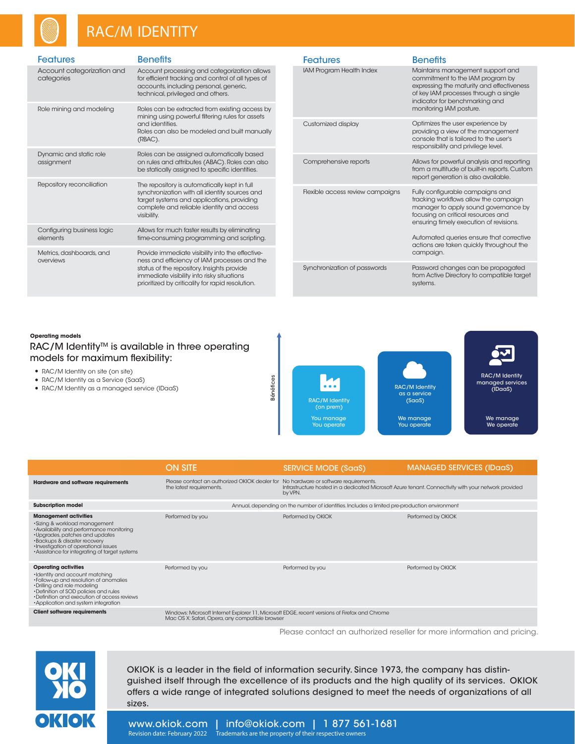# RAC/M IDENTITY

| Features | Benefits |
|---|---|
| Account categorization and categories | Account processing and categorization allows for efficient tracking and control of all types of accounts, including personal, generic, technical, privileged and others. |
| Role mining and modeling | Roles can be extracted from existing access by mining using powerful filtering rules for assets and identities. Roles can also be modeled and built manually (RBAC). |
| Dynamic and static role assignment | Roles can be assigned automatically based on rules and attributes (ABAC). Roles can also be statically assigned to specific identities. |
| Repository reconciliation | The repository is automatically kept in full synchronization with all identity sources and target systems and applications, providing complete and reliable identity and access visibility. |
| Configuring business logic elements | Allows for much faster results by eliminating time-consuming programming and scripting. |
| Metrics, dashboards, and overviews | Provide immediate visibility into the effectiveness and efficiency of IAM processes and the status of the repository. Insights provide immediate visibility into risky situations prioritized by criticality for rapid resolution. |

| Features | Benefits |
|---|---|
| IAM Program Health Index | Maintains management support and commitment to the IAM program by expressing the maturity and effectiveness of key IAM processes through a single indicator for benchmarking and monitoring IAM posture. |
| Customized display | Optimizes the user experience by providing a view of the management console that is tailored to the user's responsibility and privilege level. |
| Comprehensive reports | Allows for powerful analysis and reporting from a multitude of built-in reports. Custom report generation is also available. |
| Flexible access review campaigns | Fully configurable campaigns and tracking workflows allow the campaign manager to apply sound governance by focusing on critical resources and ensuring timely execution of revisions. Automated queries ensure that corrective actions are taken quickly throughout the campaign. |
| Synchronization of passwords | Password changes can be propagated from Active Directory to compatible target systems. |

### Operating models

RAC/M Identity™ is available in three operating models for maximum flexibility:

- RAC/M Identity on site (on site)
- RAC/M Identity as a Service (SaaS)
- RAC/M Identity as a managed service (IDaaS)

Bénéfices

RAC/M Identity (on prem)
You manage
You operate

RAC/M Identity as a service (SaaS)
We manage
You operate

RAC/M Identity managed services (IDaaS)
We manage
We operate

| | ON SITE | SERVICE MODE (SaaS) | MANAGED SERVICES (IDaaS) |
|---|---|---|---|
| **Hardware and software requirements** | Please contact an authorized OKIOK dealer for the latest requirements. | No hardware or software requirements. Infrastructure hosted in a dedicated Microsoft Azure tenant. Connectivity with your network provided by VPN. | |
| **Subscription model** | Annual, depending on the number of identities. Includes a limited pre-production environment | | |
| **Management activities** •Sizing & workload management •Availability and performance monitoring •Upgrades, patches and updates •Backups & disaster recovery •Investigation of operational issues •Assistance for integrating of target systems | Performed by you | Performed by OKIOK | Performed by OKIOK |
| **Operating activities** •Identity and account matching •Follow-up and resolution of anomalies •Drilling and role modeling •Definition of SOD policies and rules •Definition and execution of access reviews •Application and system integration | Performed by you | Performed by you | Performed by OKIOK |
| **Client software requirements** | Windows: Microsoft Internet Explorer 11, Microsoft EDGE, recent versions of Firefox and Chrome Mac OS X: Safari, Opera, any compatible browser | | |

Please contact an authorized reseller for more information and pricing.

OKIOK

OKIOK is a leader in the field of information security. Since 1973, the company has distinguished itself through the excellence of its products and the high quality of its services. OKIOK offers a wide range of integrated solutions designed to meet the needs of organizations of all sizes.

www.okiok.com | info@okiok.com | 1 877 561-1681

Revision date: February 2022 Trademarks are the property of their respective owners